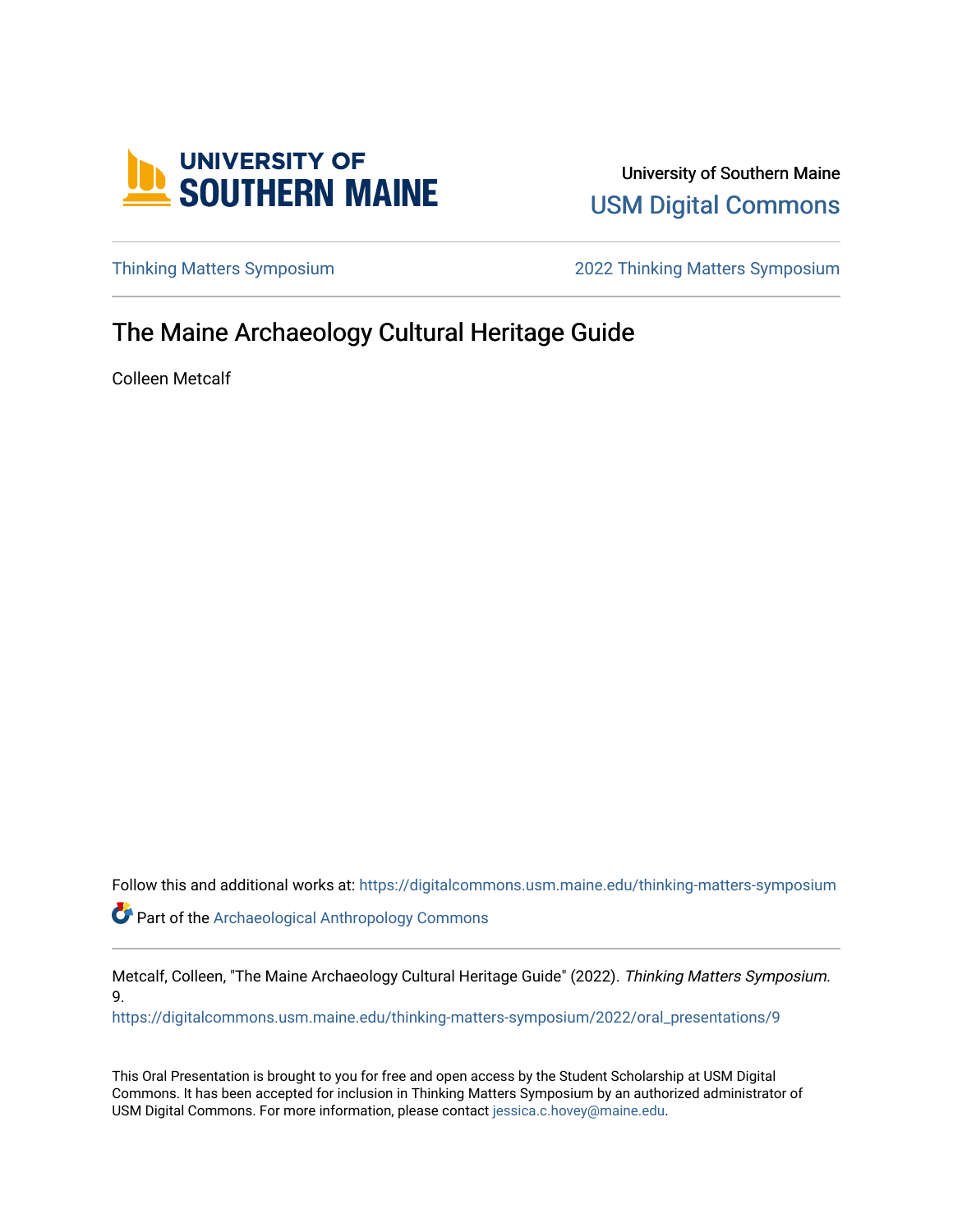University of Southern Maine

USM Digital Commons

Thinking Matters Symposium

2022 Thinking Matters Symposium

# The Maine Archaeology Cultural Heritage Guide

Colleen Metcalf

Follow this and additional works at: https://digitalcommons.usm.maine.edu/thinking-matters-symposium

Part of the Archaeological Anthropology Commons

Metcalf, Colleen, "The Maine Archaeology Cultural Heritage Guide" (2022). *Thinking Matters Symposium*. 9.
https://digitalcommons.usm.maine.edu/thinking-matters-symposium/2022/oral_presentations/9

This Oral Presentation is brought to you for free and open access by the Student Scholarship at USM Digital Commons. It has been accepted for inclusion in Thinking Matters Symposium by an authorized administrator of USM Digital Commons. For more information, please contact jessica.c.hovey@maine.edu.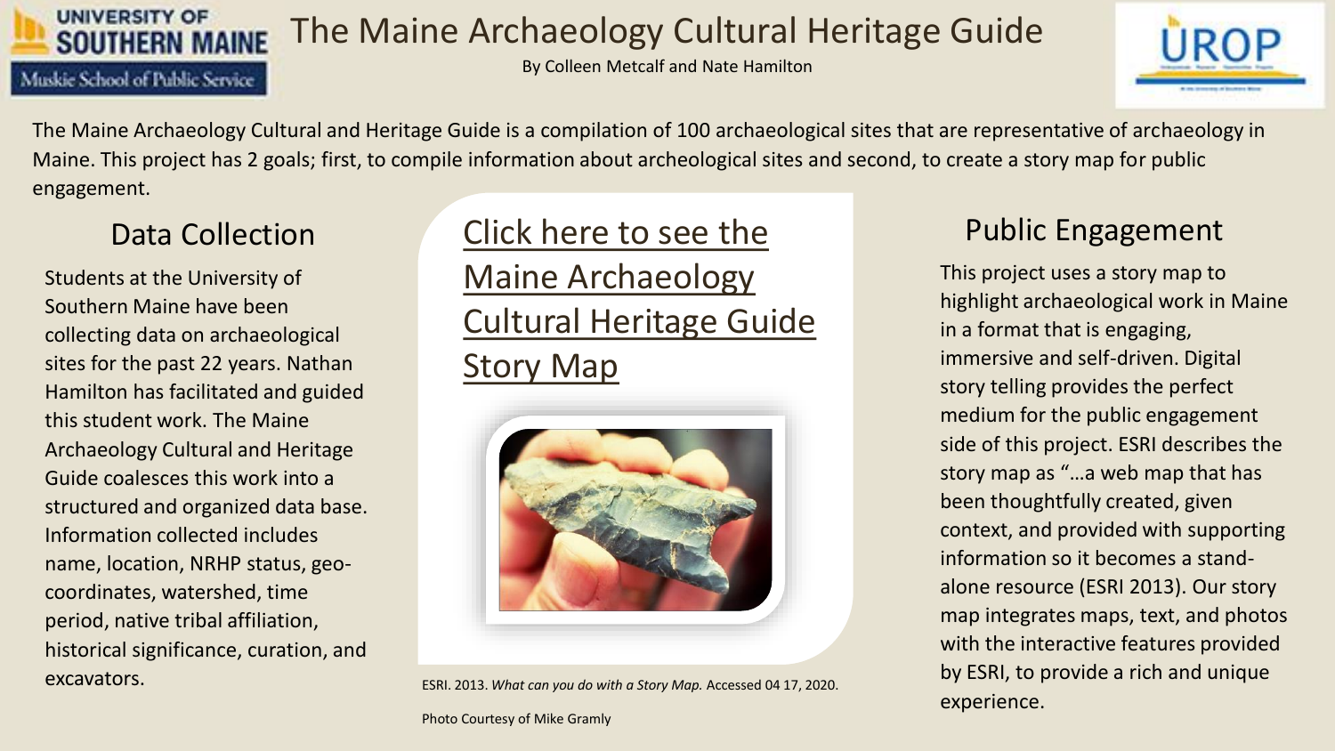# The Maine Archaeology Cultural Heritage Guide

By Colleen Metcalf and Nate Hamilton

UNIVERSITY OF SOUTHERN MAINE

Muskie School of Public Service

UROP

The Maine Archaeology Cultural and Heritage Guide is a compilation of 100 archaeological sites that are representative of archaeology in Maine. This project has 2 goals; first, to compile information about archeological sites and second, to create a story map for public engagement.

## Data Collection

Students at the University of Southern Maine have been collecting data on archaeological sites for the past 22 years. Nathan Hamilton has facilitated and guided this student work. The Maine Archaeology Cultural and Heritage Guide coalesces this work into a structured and organized data base. Information collected includes name, location, NRHP status, geo-coordinates, watershed, time period, native tribal affiliation, historical significance, curation, and excavators.

Click here to see the Maine Archaeology Cultural Heritage Guide Story Map

ESRI. 2013. *What can you do with a Story Map.* Accessed 04 17, 2020.

Photo Courtesy of Mike Gramly

## Public Engagement

This project uses a story map to highlight archaeological work in Maine in a format that is engaging, immersive and self-driven. Digital story telling provides the perfect medium for the public engagement side of this project. ESRI describes the story map as "…a web map that has been thoughtfully created, given context, and provided with supporting information so it becomes a stand-alone resource (ESRI 2013). Our story map integrates maps, text, and photos with the interactive features provided by ESRI, to provide a rich and unique experience.